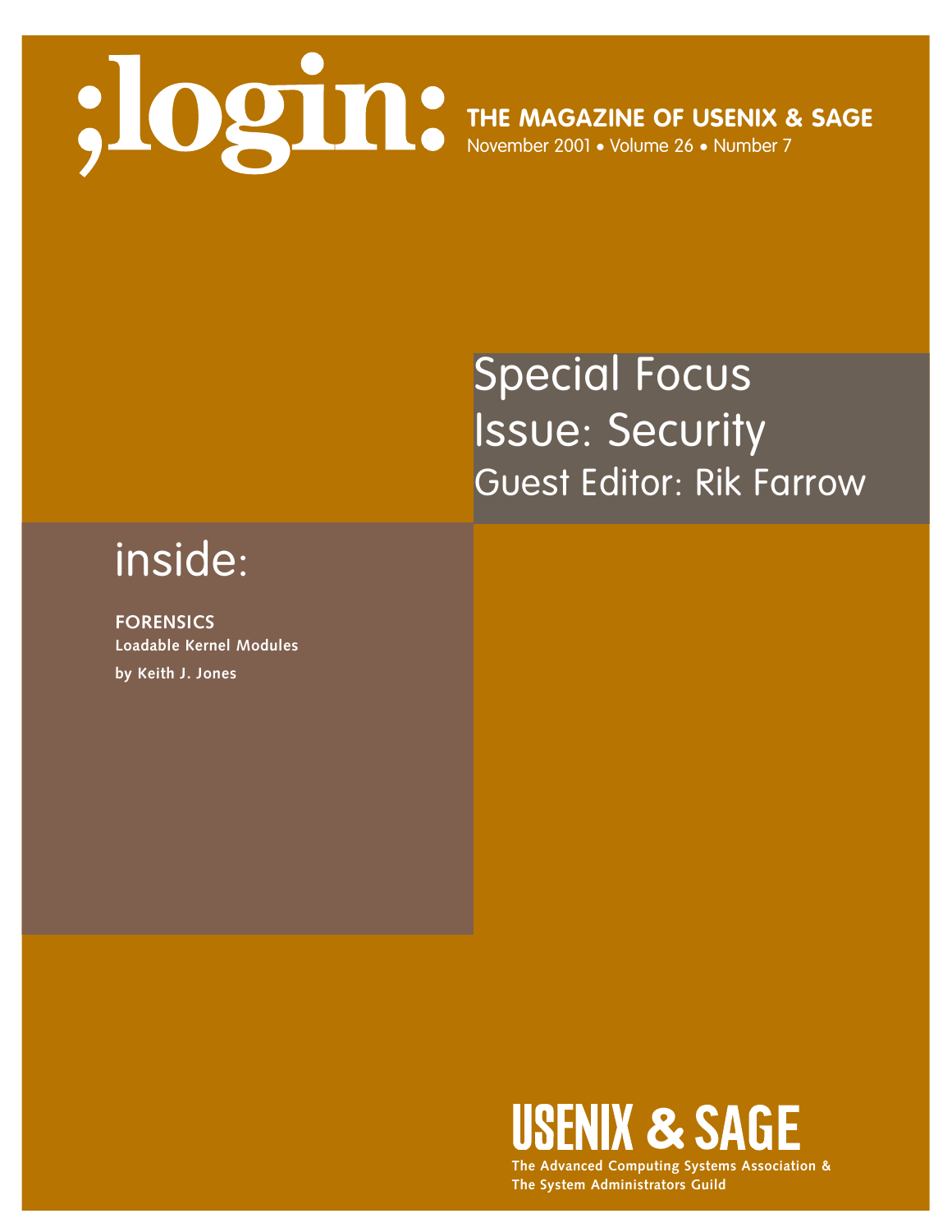# ;login:

**THE MAGAZINE OF USENIX & SAGE**

November 2001 • Volume 26 • Number 7

## Special Focus Issue: Security

Guest Editor: Rik Farrow

## inside:

**FORENSICS**

**Loadable Kernel Modules**

**by Keith J. Jones**

**USENIX & SAGE**

**The Advanced Computing Systems Association & The System Administrators Guild**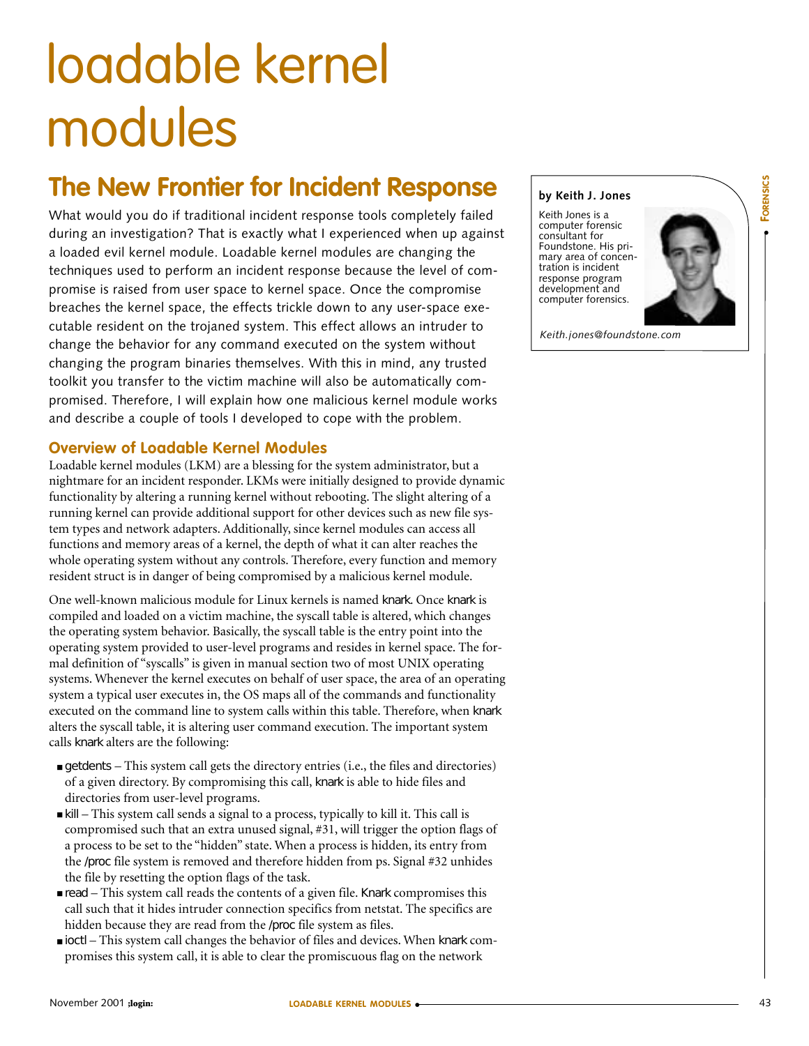# loadable kernel modules

## The New Frontier for Incident Response

by Keith J. Jones

Keith Jones is a computer forensic consultant for Foundstone. His primary area of concentration is incident response program development and computer forensics.

*Keith.jones@foundstone.com*

What would you do if traditional incident response tools completely failed during an investigation? That is exactly what I experienced when up against a loaded evil kernel module. Loadable kernel modules are changing the techniques used to perform an incident response because the level of compromise is raised from user space to kernel space. Once the compromise breaches the kernel space, the effects trickle down to any user-space executable resident on the trojaned system. This effect allows an intruder to change the behavior for any command executed on the system without changing the program binaries themselves. With this in mind, any trusted toolkit you transfer to the victim machine will also be automatically compromised. Therefore, I will explain how one malicious kernel module works and describe a couple of tools I developed to cope with the problem.

### Overview of Loadable Kernel Modules

Loadable kernel modules (LKM) are a blessing for the system administrator, but a nightmare for an incident responder. LKMs were initially designed to provide dynamic functionality by altering a running kernel without rebooting. The slight altering of a running kernel can provide additional support for other devices such as new file system types and network adapters. Additionally, since kernel modules can access all functions and memory areas of a kernel, the depth of what it can alter reaches the whole operating system without any controls. Therefore, every function and memory resident struct is in danger of being compromised by a malicious kernel module.

One well-known malicious module for Linux kernels is named knark. Once knark is compiled and loaded on a victim machine, the syscall table is altered, which changes the operating system behavior. Basically, the syscall table is the entry point into the operating system provided to user-level programs and resides in kernel space. The formal definition of "syscalls" is given in manual section two of most UNIX operating systems. Whenever the kernel executes on behalf of user space, the area of an operating system a typical user executes in, the OS maps all of the commands and functionality executed on the command line to system calls within this table. Therefore, when knark alters the syscall table, it is altering user command execution. The important system calls knark alters are the following:

- getdents – This system call gets the directory entries (i.e., the files and directories) of a given directory. By compromising this call, knark is able to hide files and directories from user-level programs.
- kill – This system call sends a signal to a process, typically to kill it. This call is compromised such that an extra unused signal, #31, will trigger the option flags of a process to be set to the "hidden" state. When a process is hidden, its entry from the /proc file system is removed and therefore hidden from ps. Signal #32 unhides the file by resetting the option flags of the task.
- read – This system call reads the contents of a given file. Knark compromises this call such that it hides intruder connection specifics from netstat. The specifics are hidden because they are read from the /proc file system as files.
- ioctl – This system call changes the behavior of files and devices. When knark compromises this system call, it is able to clear the promiscuous flag on the network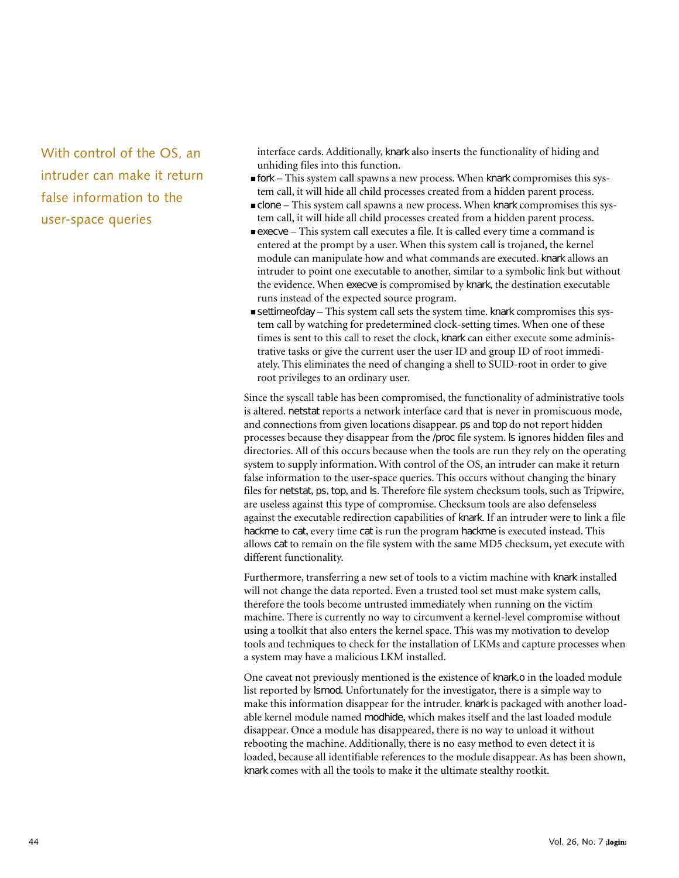interface cards. Additionally, knark also inserts the functionality of hiding and unhiding files into this function.

- fork – This system call spawns a new process. When knark compromises this system call, it will hide all child processes created from a hidden parent process.
- clone – This system call spawns a new process. When knark compromises this system call, it will hide all child processes created from a hidden parent process.
- execve – This system call executes a file. It is called every time a command is entered at the prompt by a user. When this system call is trojaned, the kernel module can manipulate how and what commands are executed. knark allows an intruder to point one executable to another, similar to a symbolic link but without the evidence. When execve is compromised by knark, the destination executable runs instead of the expected source program.
- settimeofday – This system call sets the system time. knark compromises this system call by watching for predetermined clock-setting times. When one of these times is sent to this call to reset the clock, knark can either execute some administrative tasks or give the current user the user ID and group ID of root immediately. This eliminates the need of changing a shell to SUID-root in order to give root privileges to an ordinary user.

Since the syscall table has been compromised, the functionality of administrative tools is altered. netstat reports a network interface card that is never in promiscuous mode, and connections from given locations disappear. ps and top do not report hidden processes because they disappear from the /proc file system. ls ignores hidden files and directories. All of this occurs because when the tools are run they rely on the operating system to supply information. With control of the OS, an intruder can make it return false information to the user-space queries. This occurs without changing the binary files for netstat, ps, top, and ls. Therefore file system checksum tools, such as Tripwire, are useless against this type of compromise. Checksum tools are also defenseless against the executable redirection capabilities of knark. If an intruder were to link a file hackme to cat, every time cat is run the program hackme is executed instead. This allows cat to remain on the file system with the same MD5 checksum, yet execute with different functionality.

Furthermore, transferring a new set of tools to a victim machine with knark installed will not change the data reported. Even a trusted tool set must make system calls, therefore the tools become untrusted immediately when running on the victim machine. There is currently no way to circumvent a kernel-level compromise without using a toolkit that also enters the kernel space. This was my motivation to develop tools and techniques to check for the installation of LKMs and capture processes when a system may have a malicious LKM installed.

One caveat not previously mentioned is the existence of knark.o in the loaded module list reported by lsmod. Unfortunately for the investigator, there is a simple way to make this information disappear for the intruder. knark is packaged with another loadable kernel module named modhide, which makes itself and the last loaded module disappear. Once a module has disappeared, there is no way to unload it without rebooting the machine. Additionally, there is no easy method to even detect it is loaded, because all identifiable references to the module disappear. As has been shown, knark comes with all the tools to make it the ultimate stealthy rootkit.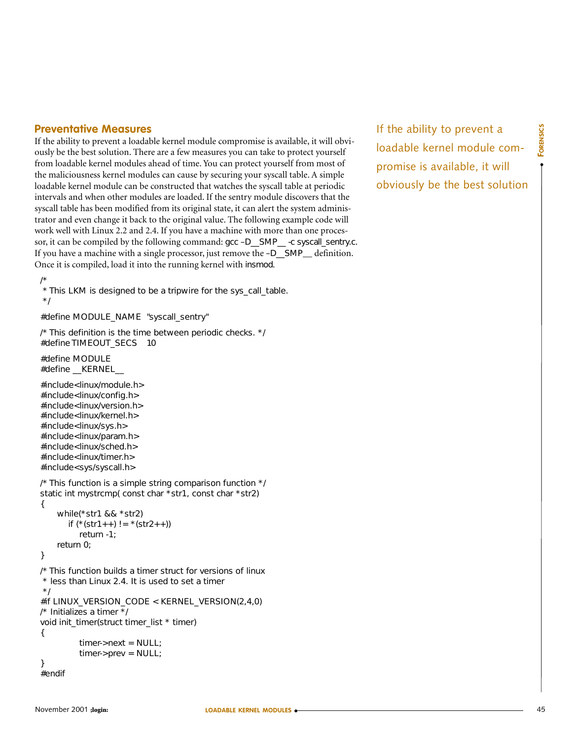## Preventative Measures

If the ability to prevent a loadable kernel module compromise is available, it will obviously be the best solution. There are a few measures you can take to protect yourself from loadable kernel modules ahead of time. You can protect yourself from most of the maliciousness kernel modules can cause by securing your syscall table. A simple loadable kernel module can be constructed that watches the syscall table at periodic intervals and when other modules are loaded. If the sentry module discovers that the syscall table has been modified from its original state, it can alert the system administrator and even change it back to the original value. The following example code will work well with Linux 2.2 and 2.4. If you have a machine with more than one processor, it can be compiled by the following command: gcc –D__SMP__ -c syscall_sentry.c. If you have a machine with a single processor, just remove the –D__SMP__ definition. Once it is compiled, load it into the running kernel with insmod.

If the ability to prevent a loadable kernel module compromise is available, it will obviously be the best solution

```
/*
 * This LKM is designed to be a tripwire for the sys_call_table.
 */

#define MODULE_NAME  "syscall_sentry"

/* This definition is the time between periodic checks. */
#define TIMEOUT_SECS   10

#define MODULE
#define __KERNEL__

#include<linux/module.h>
#include<linux/config.h>
#include<linux/version.h>
#include<linux/kernel.h>
#include<linux/sys.h>
#include<linux/param.h>
#include<linux/sched.h>
#include<linux/timer.h>
#include<sys/syscall.h>

/* This function is a simple string comparison function */
static int mystrcmp( const char *str1, const char *str2)
{
     while(*str1 && *str2)
         if (*(str1++) != *(str2++))
             return -1;
     return 0;
}

/* This function builds a timer struct for versions of linux
 * less than Linux 2.4. It is used to set a timer
 */
#if LINUX_VERSION_CODE < KERNEL_VERSION(2,4,0)
/* Initializes a timer */
void init_timer(struct timer_list * timer)
{
             timer->next = NULL;
             timer->prev = NULL;
}
#endif
```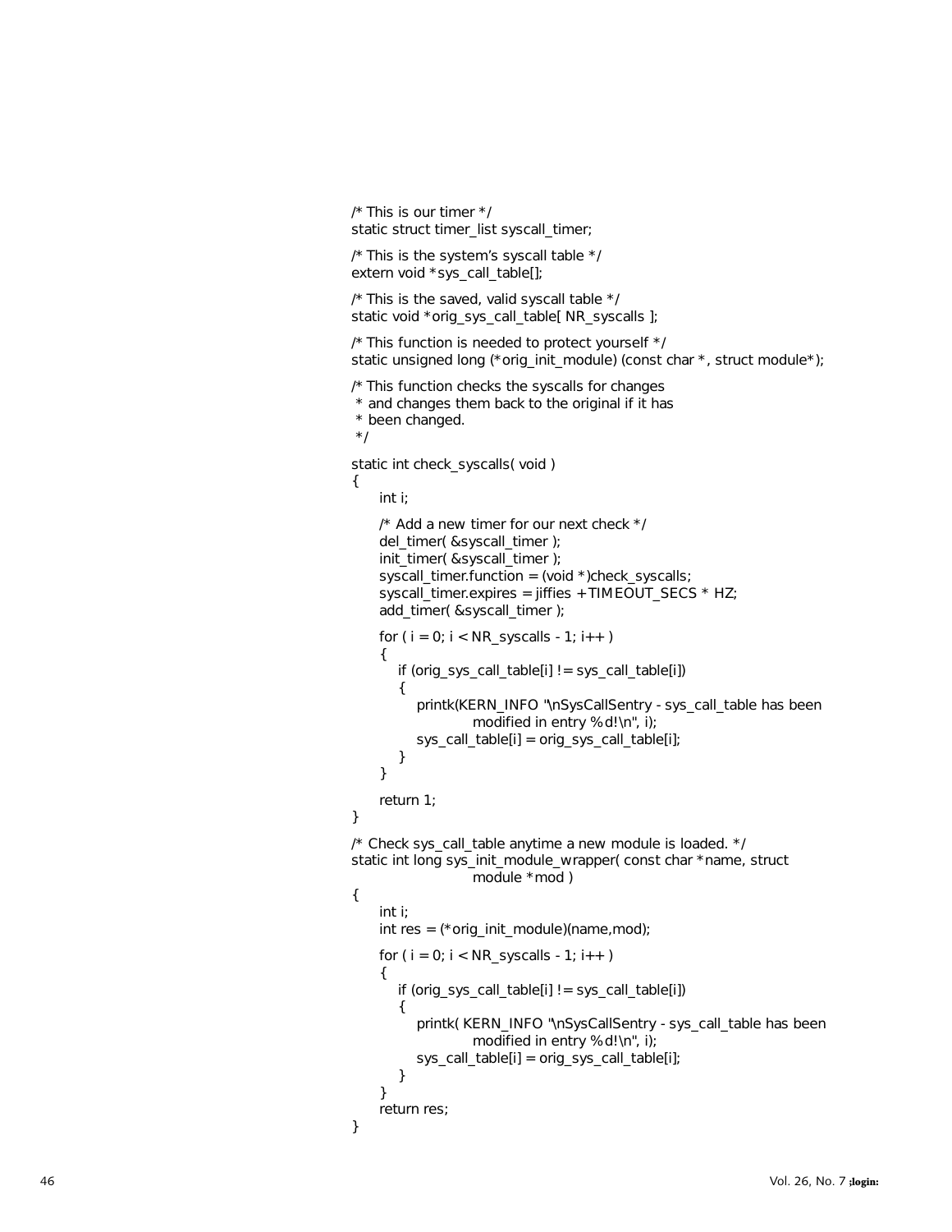```
/* This is our timer */
static struct timer_list syscall_timer;

/* This is the system's syscall table */
extern void *sys_call_table[];

/* This is the saved, valid syscall table */
static void *orig_sys_call_table[ NR_syscalls ];

/* This function is needed to protect yourself */
static unsigned long (*orig_init_module) (const char *, struct module*);

/* This function checks the syscalls for changes
 * and changes them back to the original if it has
 * been changed.
 */

static int check_syscalls( void )
{
      int i;

      /* Add a new timer for our next check */
      del_timer( &syscall_timer );
      init_timer( &syscall_timer );
      syscall_timer.function = (void *)check_syscalls;
      syscall_timer.expires = jiffies + TIMEOUT_SECS * HZ;
      add_timer( &syscall_timer );

      for ( i = 0; i < NR_syscalls - 1; i++ )
      {
          if (orig_sys_call_table[i] != sys_call_table[i])
          {
              printk(KERN_INFO "\nSysCallSentry - sys_call_table has been
                          modified in entry %d!\n", i);
              sys_call_table[i] = orig_sys_call_table[i];
          }
      }

      return 1;
}

/* Check sys_call_table anytime a new module is loaded. */
static int long sys_init_module_wrapper( const char *name, struct
                          module *mod )
{
      int i;
      int res = (*orig_init_module)(name,mod);

      for ( i = 0; i < NR_syscalls - 1; i++ )
      {
          if (orig_sys_call_table[i] != sys_call_table[i])
          {
              printk( KERN_INFO "\nSysCallSentry - sys_call_table has been
                          modified in entry %d!\n", i);
              sys_call_table[i] = orig_sys_call_table[i];
          }
      }
      return res;
}
```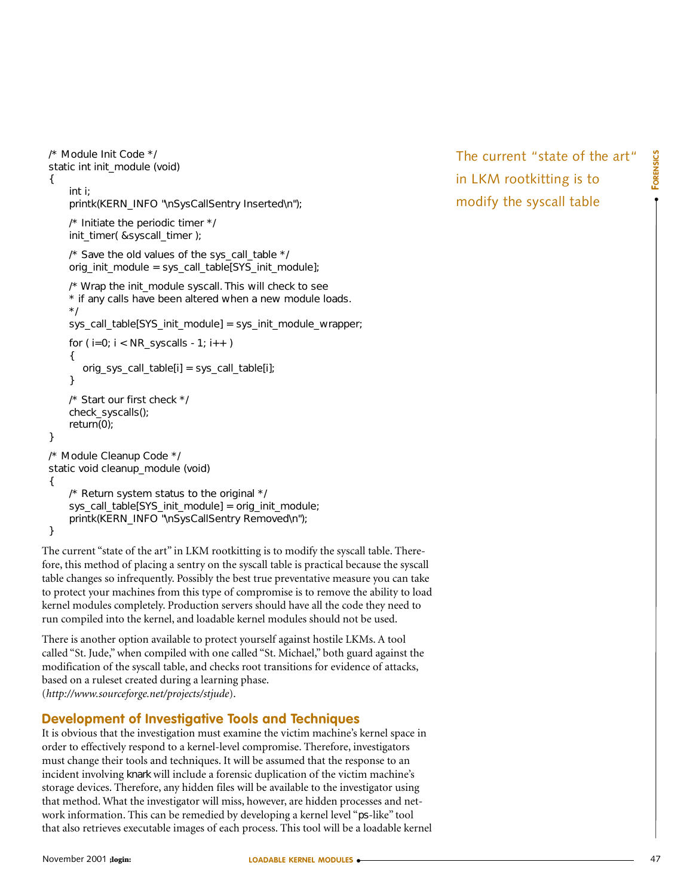```
/* Module Init Code */
static int init_module (void)
{
     int i;
     printk(KERN_INFO "\nSysCallSentry Inserted\n");

     /* Initiate the periodic timer */
     init_timer( &syscall_timer );

     /* Save the old values of the sys_call_table */
     orig_init_module = sys_call_table[SYS_init_module];

     /* Wrap the init_module syscall. This will check to see
     * if any calls have been altered when a new module loads.
     */
     sys_call_table[SYS_init_module] = sys_init_module_wrapper;

     for ( i=0; i < NR_syscalls - 1; i++ )
     {
        orig_sys_call_table[i] = sys_call_table[i];
     }

     /* Start our first check */
     check_syscalls();
     return(0);
}

/* Module Cleanup Code */
static void cleanup_module (void)
{
     /* Return system status to the original */
     sys_call_table[SYS_init_module] = orig_init_module;
     printk(KERN_INFO "\nSysCallSentry Removed\n");
}
```

The current "state of the art" in LKM rootkitting is to modify the syscall table. Therefore, this method of placing a sentry on the syscall table is practical because the syscall table changes so infrequently. Possibly the best true preventative measure you can take to protect your machines from this type of compromise is to remove the ability to load kernel modules completely. Production servers should have all the code they need to run compiled into the kernel, and loadable kernel modules should not be used.

There is another option available to protect yourself against hostile LKMs. A tool called "St. Jude," when compiled with one called "St. Michael," both guard against the modification of the syscall table, and checks root transitions for evidence of attacks, based on a ruleset created during a learning phase. (*http://www.sourceforge.net/projects/stjude*).

## Development of Investigative Tools and Techniques

It is obvious that the investigation must examine the victim machine's kernel space in order to effectively respond to a kernel-level compromise. Therefore, investigators must change their tools and techniques. It will be assumed that the response to an incident involving knark will include a forensic duplication of the victim machine's storage devices. Therefore, any hidden files will be available to the investigator using that method. What the investigator will miss, however, are hidden processes and network information. This can be remedied by developing a kernel level "ps-like" tool that also retrieves executable images of each process. This tool will be a loadable kernel

The current "state of the art" in LKM rootkitting is to modify the syscall table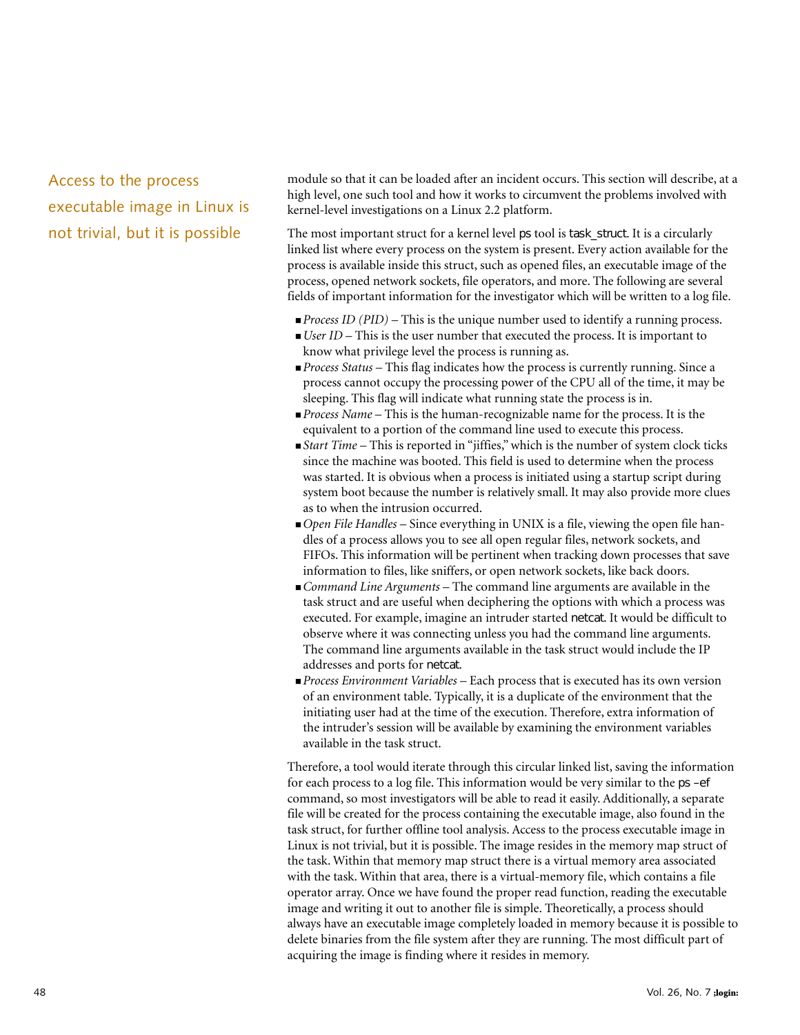module so that it can be loaded after an incident occurs. This section will describe, at a high level, one such tool and how it works to circumvent the problems involved with kernel-level investigations on a Linux 2.2 platform.

Access to the process executable image in Linux is not trivial, but it is possible

The most important struct for a kernel level ps tool is task_struct. It is a circularly linked list where every process on the system is present. Every action available for the process is available inside this struct, such as opened files, an executable image of the process, opened network sockets, file operators, and more. The following are several fields of important information for the investigator which will be written to a log file.

- *Process ID (PID)* – This is the unique number used to identify a running process.
- *User ID* – This is the user number that executed the process. It is important to know what privilege level the process is running as.
- *Process Status* – This flag indicates how the process is currently running. Since a process cannot occupy the processing power of the CPU all of the time, it may be sleeping. This flag will indicate what running state the process is in.
- *Process Name* – This is the human-recognizable name for the process. It is the equivalent to a portion of the command line used to execute this process.
- *Start Time* – This is reported in "jiffies," which is the number of system clock ticks since the machine was booted. This field is used to determine when the process was started. It is obvious when a process is initiated using a startup script during system boot because the number is relatively small. It may also provide more clues as to when the intrusion occurred.
- *Open File Handles* – Since everything in UNIX is a file, viewing the open file handles of a process allows you to see all open regular files, network sockets, and FIFOs. This information will be pertinent when tracking down processes that save information to files, like sniffers, or open network sockets, like back doors.
- *Command Line Arguments* – The command line arguments are available in the task struct and are useful when deciphering the options with which a process was executed. For example, imagine an intruder started netcat. It would be difficult to observe where it was connecting unless you had the command line arguments. The command line arguments available in the task struct would include the IP addresses and ports for netcat.
- *Process Environment Variables* – Each process that is executed has its own version of an environment table. Typically, it is a duplicate of the environment that the initiating user had at the time of the execution. Therefore, extra information of the intruder's session will be available by examining the environment variables available in the task struct.

Therefore, a tool would iterate through this circular linked list, saving the information for each process to a log file. This information would be very similar to the ps –ef command, so most investigators will be able to read it easily. Additionally, a separate file will be created for the process containing the executable image, also found in the task struct, for further offline tool analysis. Access to the process executable image in Linux is not trivial, but it is possible. The image resides in the memory map struct of the task. Within that memory map struct there is a virtual memory area associated with the task. Within that area, there is a virtual-memory file, which contains a file operator array. Once we have found the proper read function, reading the executable image and writing it out to another file is simple. Theoretically, a process should always have an executable image completely loaded in memory because it is possible to delete binaries from the file system after they are running. The most difficult part of acquiring the image is finding where it resides in memory.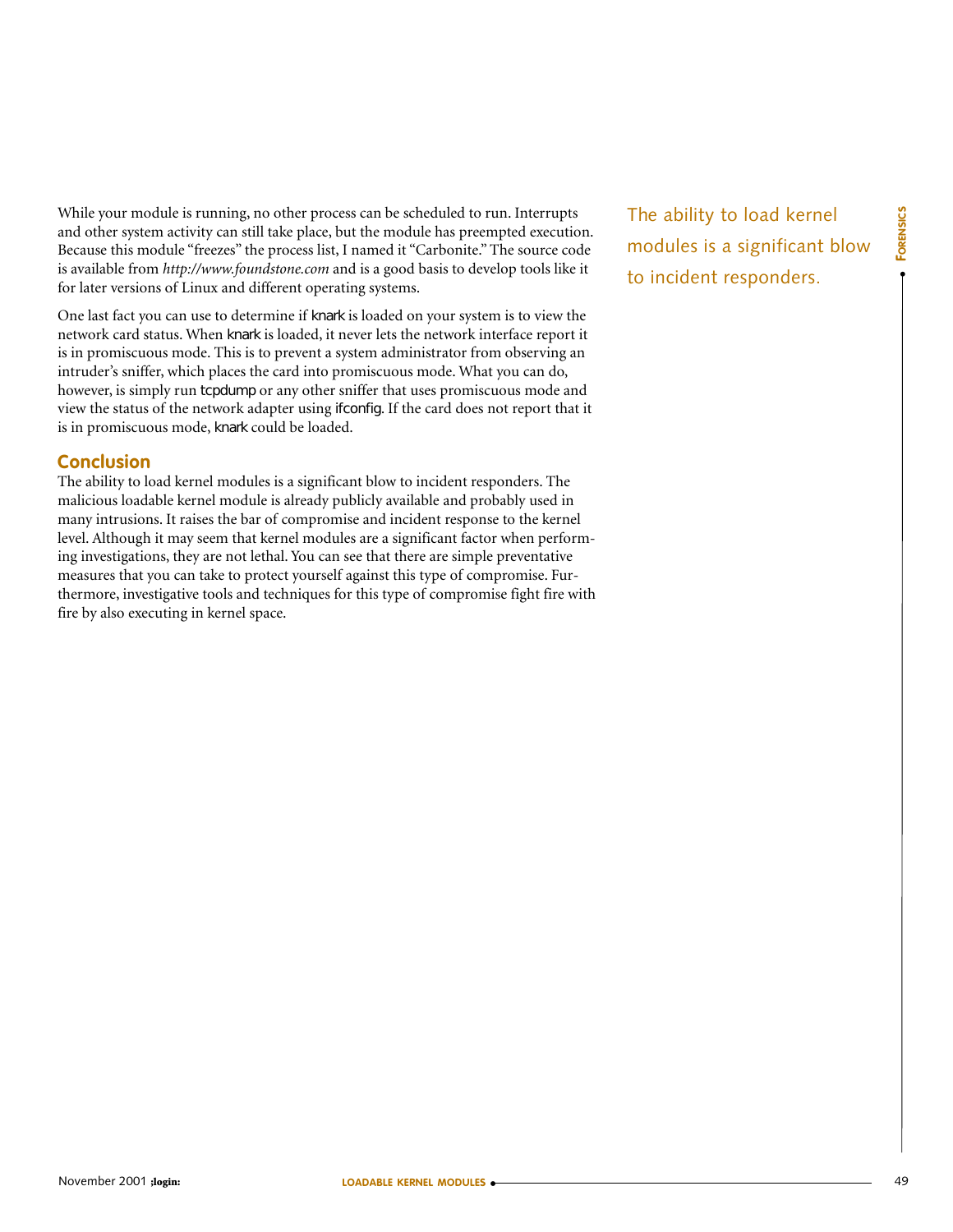While your module is running, no other process can be scheduled to run. Interrupts and other system activity can still take place, but the module has preempted execution. Because this module "freezes" the process list, I named it "Carbonite." The source code is available from *http://www.foundstone.com* and is a good basis to develop tools like it for later versions of Linux and different operating systems.

One last fact you can use to determine if knark is loaded on your system is to view the network card status. When knark is loaded, it never lets the network interface report it is in promiscuous mode. This is to prevent a system administrator from observing an intruder's sniffer, which places the card into promiscuous mode. What you can do, however, is simply run tcpdump or any other sniffer that uses promiscuous mode and view the status of the network adapter using ifconfig. If the card does not report that it is in promiscuous mode, knark could be loaded.

## Conclusion

The ability to load kernel modules is a significant blow to incident responders. The malicious loadable kernel module is already publicly available and probably used in many intrusions. It raises the bar of compromise and incident response to the kernel level. Although it may seem that kernel modules are a significant factor when performing investigations, they are not lethal. You can see that there are simple preventative measures that you can take to protect yourself against this type of compromise. Furthermore, investigative tools and techniques for this type of compromise fight fire with fire by also executing in kernel space.

The ability to load kernel modules is a significant blow to incident responders.